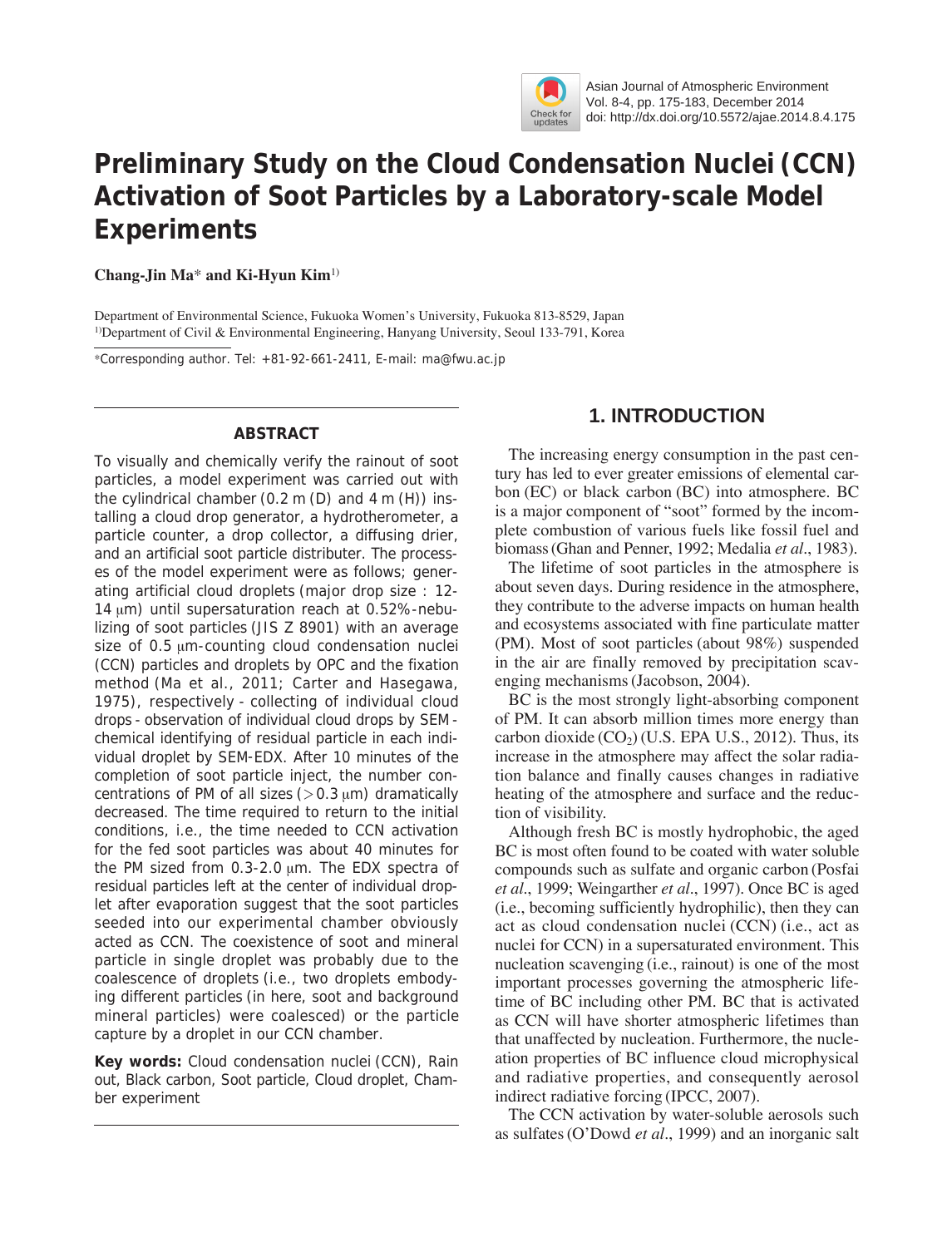# Preliminary Study on the Cloud Condensation Nuclei (CCN) Activation of Soot Particles by a Laboratory-scale Model Experiments

**Chang-Jin Ma\* and Ki-Hyun Kim**[1)]

Department of Environmental Science, Fukuoka Women's University, Fukuoka 813-8529, Japan
[1)]Department of Civil & Environmental Engineering, Hanyang University, Seoul 133-791, Korea

\*Corresponding author. Tel: +81-92-661-2411, E-mail: ma@fwu.ac.jp

## ABSTRACT

To visually and chemically verify the rainout of soot particles, a model experiment was carried out with the cylindrical chamber (0.2 m (D) and 4 m (H)) installing a cloud drop generator, a hydrotherometer, a particle counter, a drop collector, a diffusing drier, and an artificial soot particle distributer. The processes of the model experiment were as follows; generating artificial cloud droplets (major drop size : 12-14 μm) until supersaturation reach at 0.52%-nebulizing of soot particles (JIS Z 8901) with an average size of 0.5 μm-counting cloud condensation nuclei (CCN) particles and droplets by OPC and the fixation method (Ma et al., 2011; Carter and Hasegawa, 1975), respectively - collecting of individual cloud drops - observation of individual cloud drops by SEM - chemical identifying of residual particle in each individual droplet by SEM-EDX. After 10 minutes of the completion of soot particle inject, the number concentrations of PM of all sizes (>0.3 μm) dramatically decreased. The time required to return to the initial conditions, i.e., the time needed to CCN activation for the fed soot particles was about 40 minutes for the PM sized from 0.3-2.0 μm. The EDX spectra of residual particles left at the center of individual droplet after evaporation suggest that the soot particles seeded into our experimental chamber obviously acted as CCN. The coexistence of soot and mineral particle in single droplet was probably due to the coalescence of droplets (i.e., two droplets embodying different particles (in here, soot and background mineral particles) were coalesced) or the particle capture by a droplet in our CCN chamber.

**Key words:** Cloud condensation nuclei (CCN), Rain out, Black carbon, Soot particle, Cloud droplet, Chamber experiment

## 1. INTRODUCTION

The increasing energy consumption in the past century has led to ever greater emissions of elemental carbon (EC) or black carbon (BC) into atmosphere. BC is a major component of "soot" formed by the incomplete combustion of various fuels like fossil fuel and biomass (Ghan and Penner, 1992; Medalia *et al*., 1983).

The lifetime of soot particles in the atmosphere is about seven days. During residence in the atmosphere, they contribute to the adverse impacts on human health and ecosystems associated with fine particulate matter (PM). Most of soot particles (about 98%) suspended in the air are finally removed by precipitation scavenging mechanisms (Jacobson, 2004).

BC is the most strongly light-absorbing component of PM. It can absorb million times more energy than carbon dioxide ($CO_2$) (U.S. EPA U.S., 2012). Thus, its increase in the atmosphere may affect the solar radiation balance and finally causes changes in radiative heating of the atmosphere and surface and the reduction of visibility.

Although fresh BC is mostly hydrophobic, the aged BC is most often found to be coated with water soluble compounds such as sulfate and organic carbon (Posfai *et al*., 1999; Weingarther *et al*., 1997). Once BC is aged (i.e., becoming sufficiently hydrophilic), then they can act as cloud condensation nuclei (CCN) (i.e., act as nuclei for CCN) in a supersaturated environment. This nucleation scavenging (i.e., rainout) is one of the most important processes governing the atmospheric lifetime of BC including other PM. BC that is activated as CCN will have shorter atmospheric lifetimes than that unaffected by nucleation. Furthermore, the nucleation properties of BC influence cloud microphysical and radiative properties, and consequently aerosol indirect radiative forcing (IPCC, 2007).

The CCN activation by water-soluble aerosols such as sulfates (O'Dowd *et al*., 1999) and an inorganic salt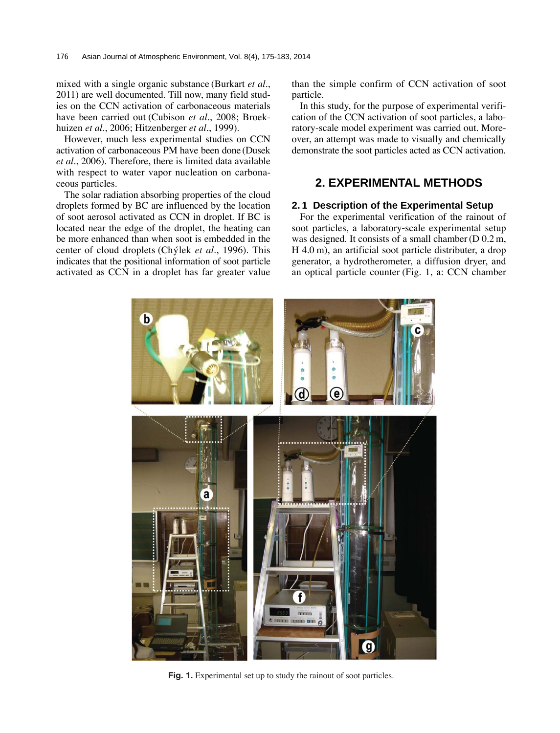mixed with a single organic substance (Burkart *et al*., 2011) are well documented. Till now, many field studies on the CCN activation of carbonaceous materials have been carried out (Cubison *et al*., 2008; Broekhuizen *et al*., 2006; Hitzenberger *et al*., 1999).

However, much less experimental studies on CCN activation of carbonaceous PM have been done (Dusek *et al*., 2006). Therefore, there is limited data available with respect to water vapor nucleation on carbonaceous particles.

The solar radiation absorbing properties of the cloud droplets formed by BC are influenced by the location of soot aerosol activated as CCN in droplet. If BC is located near the edge of the droplet, the heating can be more enhanced than when soot is embedded in the center of cloud droplets (Chýlek *et al*., 1996). This indicates that the positional information of soot particle activated as CCN in a droplet has far greater value than the simple confirm of CCN activation of soot particle.

In this study, for the purpose of experimental verification of the CCN activation of soot particles, a laboratory-scale model experiment was carried out. Moreover, an attempt was made to visually and chemically demonstrate the soot particles acted as CCN activation.

## 2. EXPERIMENTAL METHODS

### 2.1 Description of the Experimental Setup

For the experimental verification of the rainout of soot particles, a laboratory-scale experimental setup was designed. It consists of a small chamber (D 0.2 m, H 4.0 m), an artificial soot particle distributer, a drop generator, a hydrotherometer, a diffusion dryer, and an optical particle counter (Fig. 1, a: CCN chamber

**Fig. 1.** Experimental set up to study the rainout of soot particles.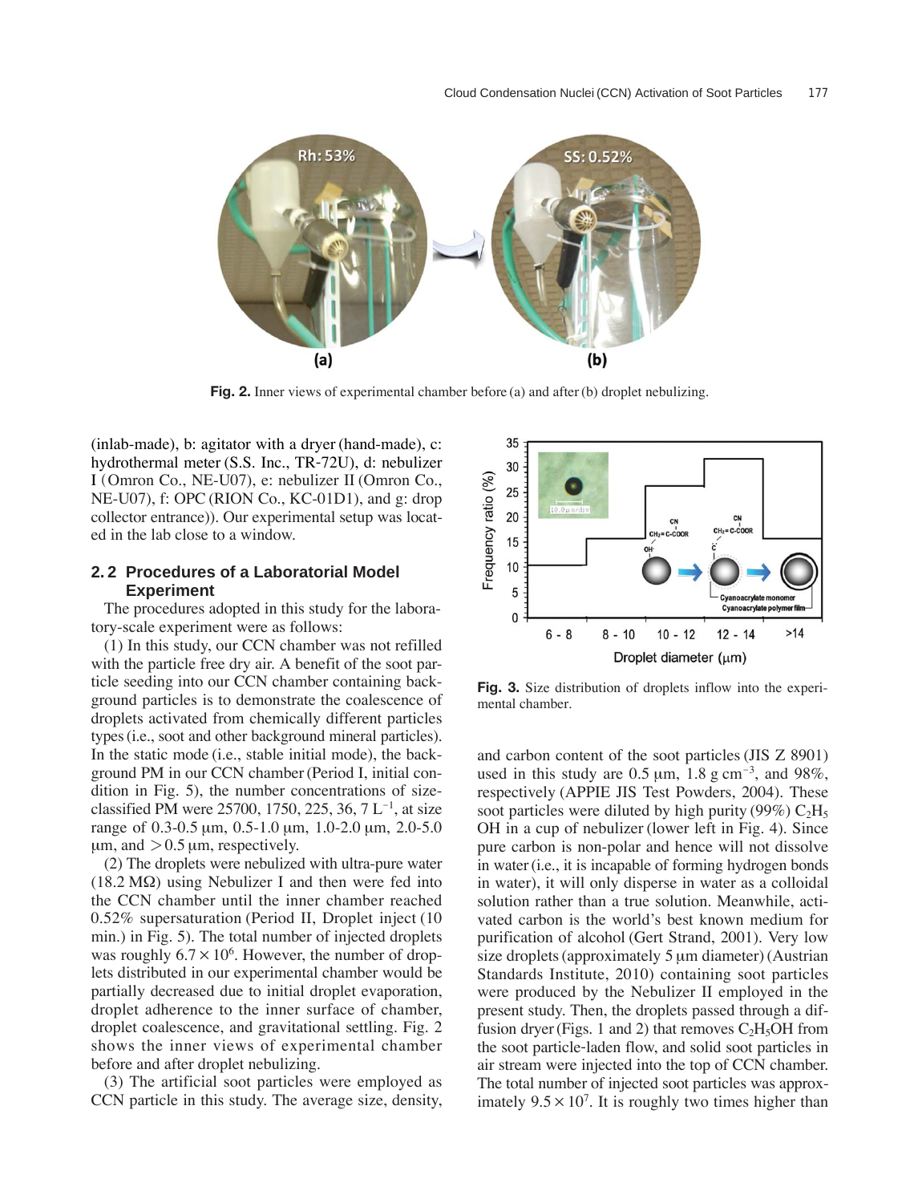Fig. 2. Inner views of experimental chamber before (a) and after (b) droplet nebulizing.

(inlab-made), b: agitator with a dryer (hand-made), c: hydrothermal meter (S.S. Inc., TR-72U), d: nebulizer I (Omron Co., NE-U07), e: nebulizer II (Omron Co., NE-U07), f: OPC (RION Co., KC-01D1), and g: drop collector entrance)). Our experimental setup was located in the lab close to a window.

## 2.2 Procedures of a Laboratorial Model Experiment

The procedures adopted in this study for the laboratory-scale experiment were as follows:

(1) In this study, our CCN chamber was not refilled with the particle free dry air. A benefit of the soot particle seeding into our CCN chamber containing background particles is to demonstrate the coalescence of droplets activated from chemically different particles types (i.e., soot and other background mineral particles). In the static mode (i.e., stable initial mode), the background PM in our CCN chamber (Period I, initial condition in Fig. 5), the number concentrations of size-classified PM were 25700, 1750, 225, 36, 7 $L^{-1}$, at size range of 0.3-0.5 μm, 0.5-1.0 μm, 1.0-2.0 μm, 2.0-5.0 μm, and > 0.5 μm, respectively.

(2) The droplets were nebulized with ultra-pure water (18.2 MΩ) using Nebulizer I and then were fed into the CCN chamber until the inner chamber reached 0.52% supersaturation (Period II, Droplet inject (10 min.) in Fig. 5). The total number of injected droplets was roughly $6.7 \times 10^6$. However, the number of droplets distributed in our experimental chamber would be partially decreased due to initial droplet evaporation, droplet adherence to the inner surface of chamber, droplet coalescence, and gravitational settling. Fig. 2 shows the inner views of experimental chamber before and after droplet nebulizing.

(3) The artificial soot particles were employed as CCN particle in this study. The average size, density, and carbon content of the soot particles (JIS Z 8901) used in this study are 0.5 μm, 1.8 g $cm^{-3}$, and 98%, respectively (APPIE JIS Test Powders, 2004). These soot particles were diluted by high purity (99%) $C_2H_5OH$ in a cup of nebulizer (lower left in Fig. 4). Since pure carbon is non-polar and hence will not dissolve in water (i.e., it is incapable of forming hydrogen bonds in water), it will only disperse in water as a colloidal solution rather than a true solution. Meanwhile, activated carbon is the world's best known medium for purification of alcohol (Gert Strand, 2001). Very low size droplets (approximately 5 μm diameter) (Austrian Standards Institute, 2010) containing soot particles were produced by the Nebulizer II employed in the present study. Then, the droplets passed through a diffusion dryer (Figs. 1 and 2) that removes $C_2H_5OH$ from the soot particle-laden flow, and solid soot particles in air stream were injected into the top of CCN chamber. The total number of injected soot particles was approximately $9.5 \times 10^7$. It is roughly two times higher than

Fig. 3. Size distribution of droplets inflow into the experimental chamber.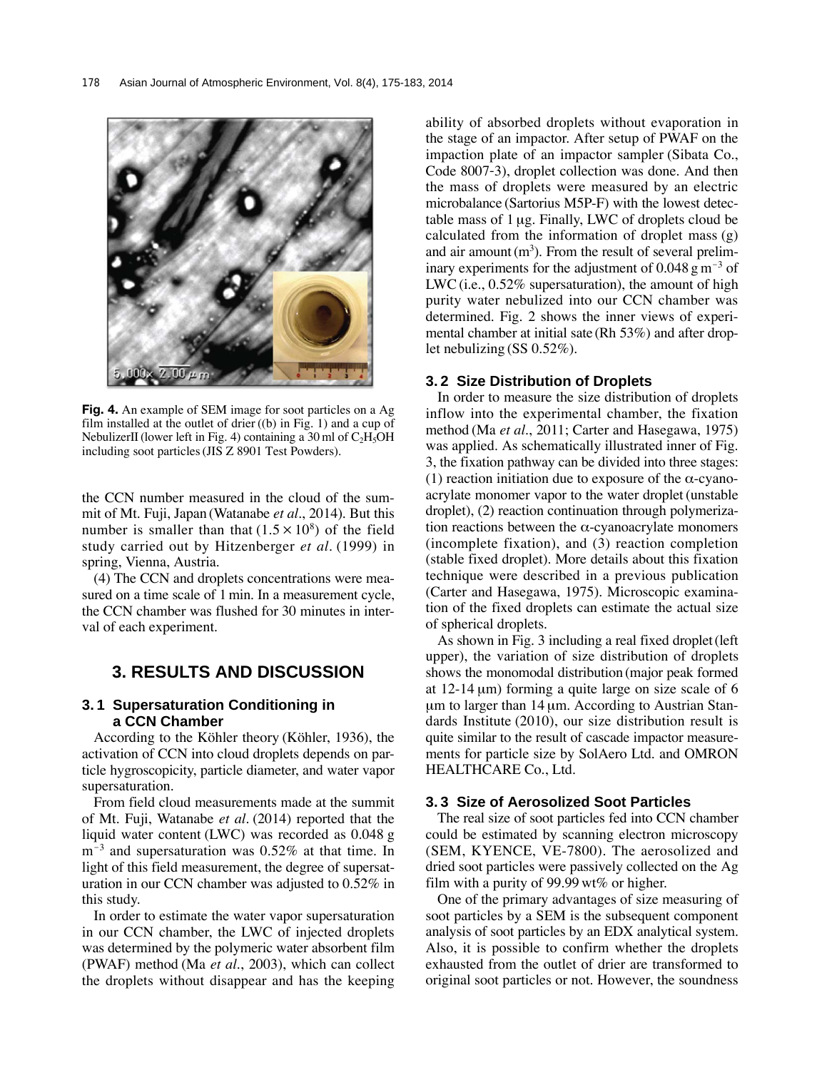**Fig. 4.** An example of SEM image for soot particles on a Ag film installed at the outlet of drier ((b) in Fig. 1) and a cup of NebulizerII (lower left in Fig. 4) containing a 30 ml of $C_2H_5OH$ including soot particles (JIS Z 8901 Test Powders).

the CCN number measured in the cloud of the summit of Mt. Fuji, Japan (Watanabe *et al*., 2014). But this number is smaller than that ($1.5 \times 10^8$) of the field study carried out by Hitzenberger *et al*. (1999) in spring, Vienna, Austria.

(4) The CCN and droplets concentrations were measured on a time scale of 1 min. In a measurement cycle, the CCN chamber was flushed for 30 minutes in interval of each experiment.

## 3. RESULTS AND DISCUSSION

### 3.1 Supersaturation Conditioning in a CCN Chamber

According to the Köhler theory (Köhler, 1936), the activation of CCN into cloud droplets depends on particle hygroscopicity, particle diameter, and water vapor supersaturation.

From field cloud measurements made at the summit of Mt. Fuji, Watanabe *et al*. (2014) reported that the liquid water content (LWC) was recorded as 0.048 g $m^{-3}$ and supersaturation was 0.52% at that time. In light of this field measurement, the degree of supersaturation in our CCN chamber was adjusted to 0.52% in this study.

In order to estimate the water vapor supersaturation in our CCN chamber, the LWC of injected droplets was determined by the polymeric water absorbent film (PWAF) method (Ma *et al*., 2003), which can collect the droplets without disappear and has the keeping ability of absorbed droplets without evaporation in the stage of an impactor. After setup of PWAF on the impaction plate of an impactor sampler (Sibata Co., Code 8007-3), droplet collection was done. And then the mass of droplets were measured by an electric microbalance (Sartorius M5P-F) with the lowest detectable mass of 1 μg. Finally, LWC of droplets cloud be calculated from the information of droplet mass (g) and air amount ($m^3$). From the result of several preliminary experiments for the adjustment of 0.048 g $m^{-3}$ of LWC (i.e., 0.52% supersaturation), the amount of high purity water nebulized into our CCN chamber was determined. Fig. 2 shows the inner views of experimental chamber at initial sate (Rh 53%) and after droplet nebulizing (SS 0.52%).

### 3.2 Size Distribution of Droplets

In order to measure the size distribution of droplets inflow into the experimental chamber, the fixation method (Ma *et al*., 2011; Carter and Hasegawa, 1975) was applied. As schematically illustrated inner of Fig. 3, the fixation pathway can be divided into three stages: (1) reaction initiation due to exposure of the α-cyanoacrylate monomer vapor to the water droplet (unstable droplet), (2) reaction continuation through polymerization reactions between the α-cyanoacrylate monomers (incomplete fixation), and (3) reaction completion (stable fixed droplet). More details about this fixation technique were described in a previous publication (Carter and Hasegawa, 1975). Microscopic examination of the fixed droplets can estimate the actual size of spherical droplets.

As shown in Fig. 3 including a real fixed droplet (left upper), the variation of size distribution of droplets shows the monomodal distribution (major peak formed at 12-14 μm) forming a quite large on size scale of 6 μm to larger than 14 μm. According to Austrian Standards Institute (2010), our size distribution result is quite similar to the result of cascade impactor measurements for particle size by SolAero Ltd. and OMRON HEALTHCARE Co., Ltd.

### 3.3 Size of Aerosolized Soot Particles

The real size of soot particles fed into CCN chamber could be estimated by scanning electron microscopy (SEM, KYENCE, VE-7800). The aerosolized and dried soot particles were passively collected on the Ag film with a purity of 99.99 wt% or higher.

One of the primary advantages of size measuring of soot particles by a SEM is the subsequent component analysis of soot particles by an EDX analytical system. Also, it is possible to confirm whether the droplets exhausted from the outlet of drier are transformed to original soot particles or not. However, the soundness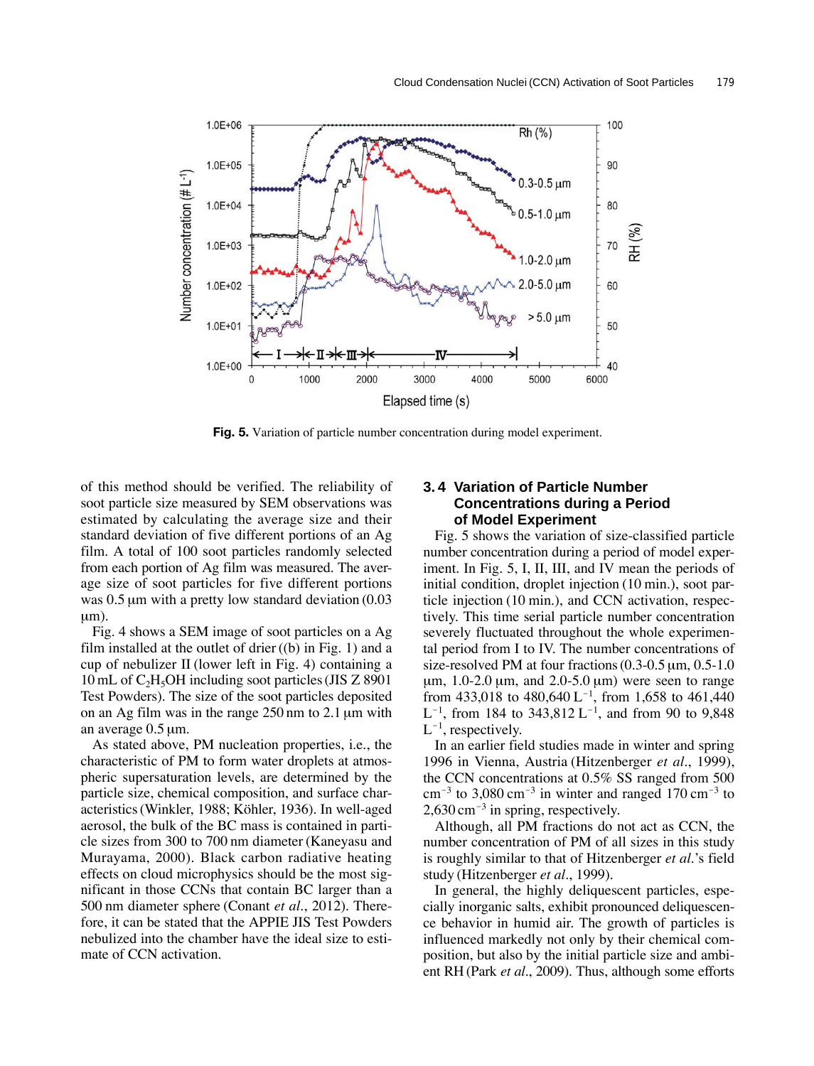**Fig. 5.** Variation of particle number concentration during model experiment.

of this method should be verified. The reliability of soot particle size measured by SEM observations was estimated by calculating the average size and their standard deviation of five different portions of an Ag film. A total of 100 soot particles randomly selected from each portion of Ag film was measured. The average size of soot particles for five different portions was 0.5 µm with a pretty low standard deviation (0.03 µm).

Fig. 4 shows a SEM image of soot particles on a Ag film installed at the outlet of drier ((b) in Fig. 1) and a cup of nebulizer II (lower left in Fig. 4) containing a 10 mL of $C_2H_5OH$ including soot particles (JIS Z 8901 Test Powders). The size of the soot particles deposited on an Ag film was in the range 250 nm to 2.1 µm with an average 0.5 µm.

As stated above, PM nucleation properties, i.e., the characteristic of PM to form water droplets at atmospheric supersaturation levels, are determined by the particle size, chemical composition, and surface characteristics (Winkler, 1988; Köhler, 1936). In well-aged aerosol, the bulk of the BC mass is contained in particle sizes from 300 to 700 nm diameter (Kaneyasu and Murayama, 2000). Black carbon radiative heating effects on cloud microphysics should be the most significant in those CCNs that contain BC larger than a 500 nm diameter sphere (Conant *et al.*, 2012). Therefore, it can be stated that the APPIE JIS Test Powders nebulized into the chamber have the ideal size to estimate of CCN activation.

### 3.4 Variation of Particle Number Concentrations during a Period of Model Experiment

Fig. 5 shows the variation of size-classified particle number concentration during a period of model experiment. In Fig. 5, I, II, III, and IV mean the periods of initial condition, droplet injection (10 min.), soot particle injection (10 min.), and CCN activation, respectively. This time serial particle number concentration severely fluctuated throughout the whole experimental period from I to IV. The number concentrations of size-resolved PM at four fractions (0.3-0.5 µm, 0.5-1.0 µm, 1.0-2.0 µm, and 2.0-5.0 µm) were seen to range from 433,018 to 480,640 $L^{-1}$, from 1,658 to 461,440 $L^{-1}$, from 184 to 343,812 $L^{-1}$, and from 90 to 9,848 $L^{-1}$, respectively.

In an earlier field studies made in winter and spring 1996 in Vienna, Austria (Hitzenberger *et al.*, 1999), the CCN concentrations at 0.5% SS ranged from 500 $cm^{-3}$ to 3,080 $cm^{-3}$ in winter and ranged 170 $cm^{-3}$ to 2,630 $cm^{-3}$ in spring, respectively.

Although, all PM fractions do not act as CCN, the number concentration of PM of all sizes in this study is roughly similar to that of Hitzenberger *et al.*'s field study (Hitzenberger *et al.*, 1999).

In general, the highly deliquescent particles, especially inorganic salts, exhibit pronounced deliquescence behavior in humid air. The growth of particles is influenced markedly not only by their chemical composition, but also by the initial particle size and ambient RH (Park *et al.*, 2009). Thus, although some efforts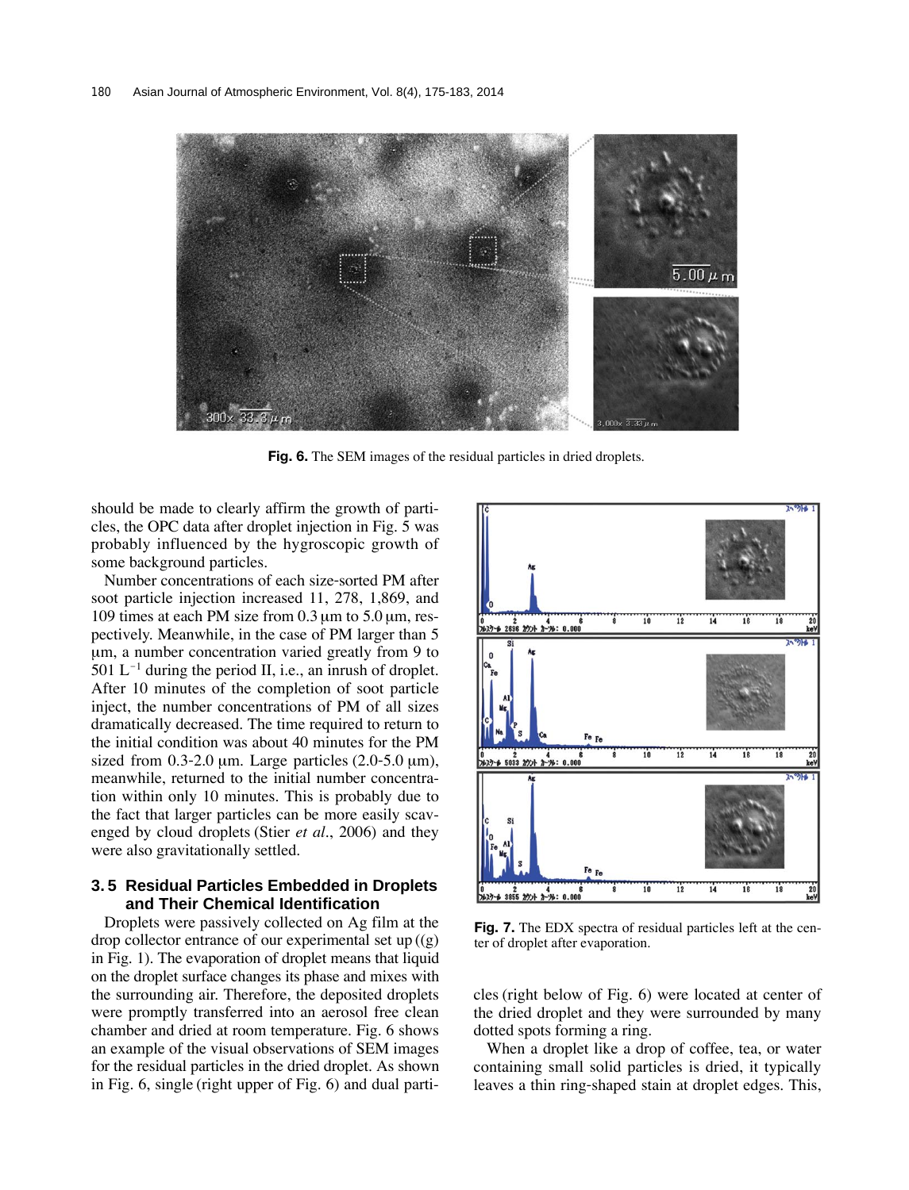**Fig. 6.** The SEM images of the residual particles in dried droplets.

should be made to clearly affirm the growth of particles, the OPC data after droplet injection in Fig. 5 was probably influenced by the hygroscopic growth of some background particles.

Number concentrations of each size-sorted PM after soot particle injection increased 11, 278, 1,869, and 109 times at each PM size from 0.3 μm to 5.0 μm, respectively. Meanwhile, in the case of PM larger than 5 μm, a number concentration varied greatly from 9 to 501 $L^{-1}$ during the period II, i.e., an inrush of droplet. After 10 minutes of the completion of soot particle inject, the number concentrations of PM of all sizes dramatically decreased. The time required to return to the initial condition was about 40 minutes for the PM sized from 0.3-2.0 μm. Large particles (2.0-5.0 μm), meanwhile, returned to the initial number concentration within only 10 minutes. This is probably due to the fact that larger particles can be more easily scavenged by cloud droplets (Stier *et al*., 2006) and they were also gravitationally settled.

### 3.5 Residual Particles Embedded in Droplets and Their Chemical Identification

Droplets were passively collected on Ag film at the drop collector entrance of our experimental set up ((g) in Fig. 1). The evaporation of droplet means that liquid on the droplet surface changes its phase and mixes with the surrounding air. Therefore, the deposited droplets were promptly transferred into an aerosol free clean chamber and dried at room temperature. Fig. 6 shows an example of the visual observations of SEM images for the residual particles in the dried droplet. As shown in Fig. 6, single (right upper of Fig. 6) and dual particles (right below of Fig. 6) were located at center of the dried droplet and they were surrounded by many dotted spots forming a ring.

**Fig. 7.** The EDX spectra of residual particles left at the center of droplet after evaporation.

When a droplet like a drop of coffee, tea, or water containing small solid particles is dried, it typically leaves a thin ring-shaped stain at droplet edges. This,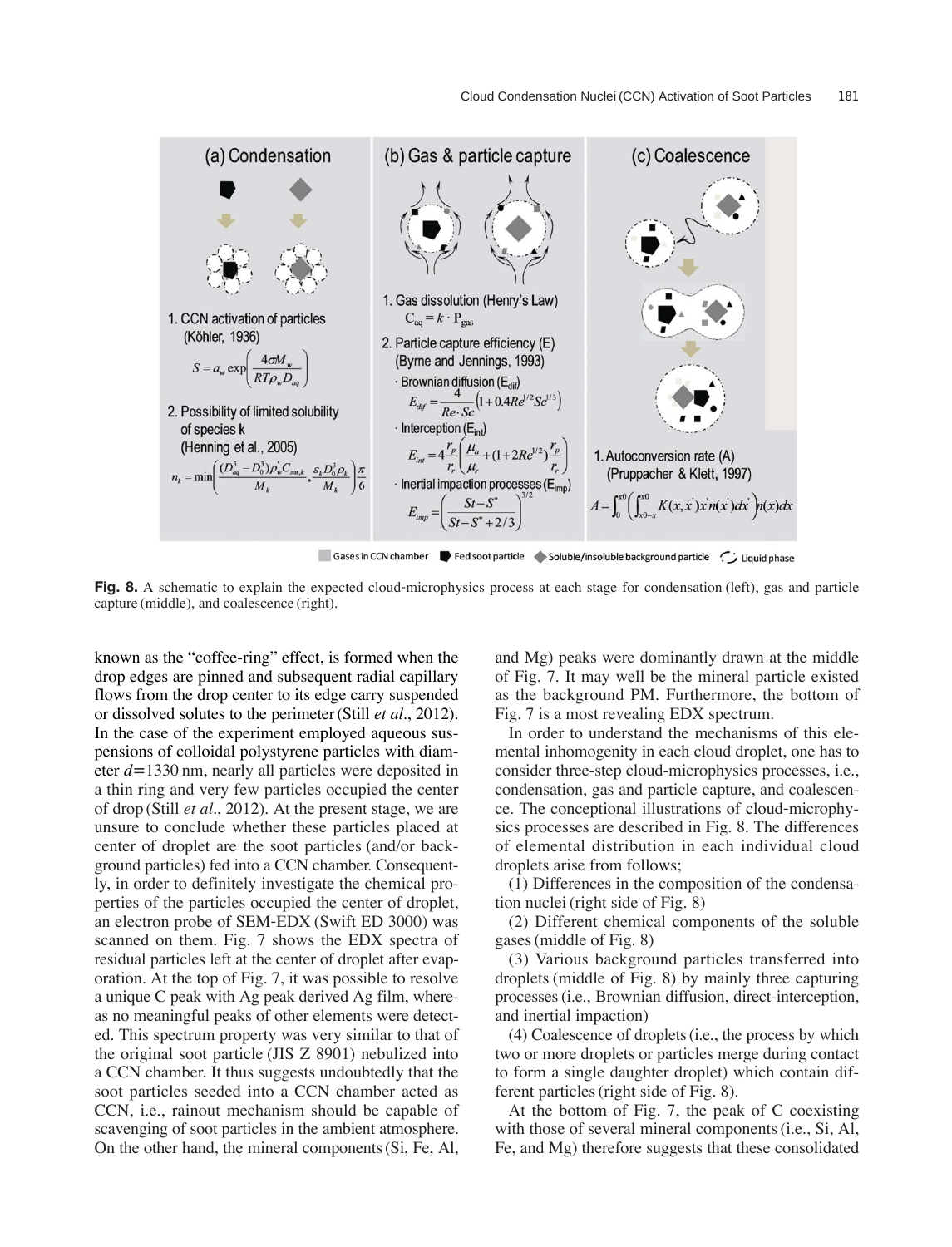Fig. 8. A schematic to explain the expected cloud-microphysics process at each stage for condensation (left), gas and particle capture (middle), and coalescence (right).

known as the "coffee-ring" effect, is formed when the drop edges are pinned and subsequent radial capillary flows from the drop center to its edge carry suspended or dissolved solutes to the perimeter (Still *et al*., 2012). In the case of the experiment employed aqueous suspensions of colloidal polystyrene particles with diameter $d = 1330$ nm, nearly all particles were deposited in a thin ring and very few particles occupied the center of drop (Still *et al*., 2012). At the present stage, we are unsure to conclude whether these particles placed at center of droplet are the soot particles (and/or background particles) fed into a CCN chamber. Consequently, in order to definitely investigate the chemical properties of the particles occupied the center of droplet, an electron probe of SEM-EDX (Swift ED 3000) was scanned on them. Fig. 7 shows the EDX spectra of residual particles left at the center of droplet after evaporation. At the top of Fig. 7, it was possible to resolve a unique C peak with Ag peak derived Ag film, whereas no meaningful peaks of other elements were detected. This spectrum property was very similar to that of the original soot particle (JIS Z 8901) nebulized into a CCN chamber. It thus suggests undoubtedly that the soot particles seeded into a CCN chamber acted as CCN, i.e., rainout mechanism should be capable of scavenging of soot particles in the ambient atmosphere. On the other hand, the mineral components (Si, Fe, Al, and Mg) peaks were dominantly drawn at the middle of Fig. 7. It may well be the mineral particle existed as the background PM. Furthermore, the bottom of Fig. 7 is a most revealing EDX spectrum.

In order to understand the mechanisms of this elemental inhomogeneity in each cloud droplet, one has to consider three-step cloud-microphysics processes, i.e., condensation, gas and particle capture, and coalescence. The conceptional illustrations of cloud-microphysics processes are described in Fig. 8. The differences of elemental distribution in each individual cloud droplets arise from follows;

(1) Differences in the composition of the condensation nuclei (right side of Fig. 8)

(2) Different chemical components of the soluble gases (middle of Fig. 8)

(3) Various background particles transferred into droplets (middle of Fig. 8) by mainly three capturing processes (i.e., Brownian diffusion, direct-interception, and inertial impaction)

(4) Coalescence of droplets (i.e., the process by which two or more droplets or particles merge during contact to form a single daughter droplet) which contain different particles (right side of Fig. 8).

At the bottom of Fig. 7, the peak of C coexisting with those of several mineral components (i.e., Si, Al, Fe, and Mg) therefore suggests that these consolidated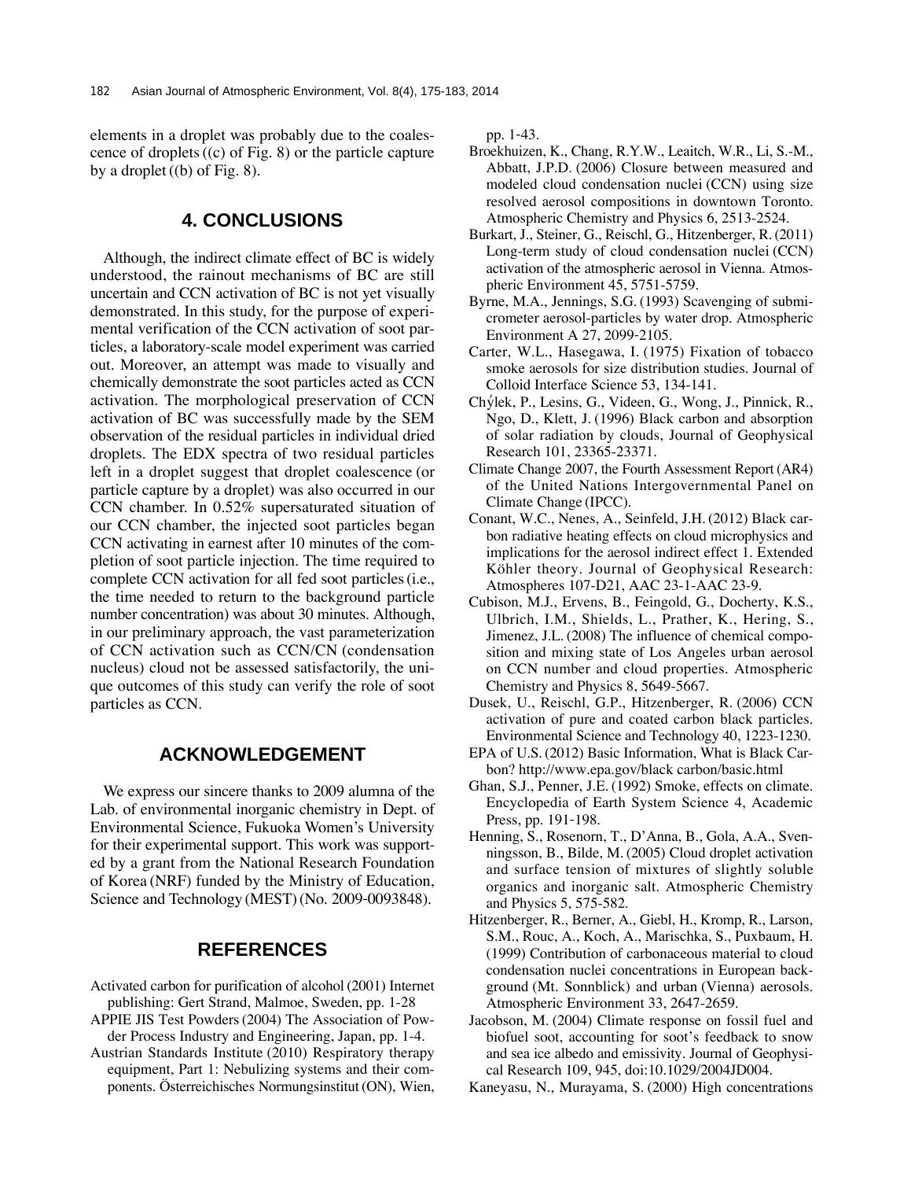elements in a droplet was probably due to the coalescence of droplets ((c) of Fig. 8) or the particle capture by a droplet ((b) of Fig. 8).

## 4. CONCLUSIONS

Although, the indirect climate effect of BC is widely understood, the rainout mechanisms of BC are still uncertain and CCN activation of BC is not yet visually demonstrated. In this study, for the purpose of experimental verification of the CCN activation of soot particles, a laboratory-scale model experiment was carried out. Moreover, an attempt was made to visually and chemically demonstrate the soot particles acted as CCN activation. The morphological preservation of CCN activation of BC was successfully made by the SEM observation of the residual particles in individual dried droplets. The EDX spectra of two residual particles left in a droplet suggest that droplet coalescence (or particle capture by a droplet) was also occurred in our CCN chamber. In 0.52% supersaturated situation of our CCN chamber, the injected soot particles began CCN activating in earnest after 10 minutes of the completion of soot particle injection. The time required to complete CCN activation for all fed soot particles (i.e., the time needed to return to the background particle number concentration) was about 30 minutes. Although, in our preliminary approach, the vast parameterization of CCN activation such as CCN/CN (condensation nucleus) cloud not be assessed satisfactorily, the unique outcomes of this study can verify the role of soot particles as CCN.

## ACKNOWLEDGEMENT

We express our sincere thanks to 2009 alumna of the Lab. of environmental inorganic chemistry in Dept. of Environmental Science, Fukuoka Women's University for their experimental support. This work was supported by a grant from the National Research Foundation of Korea (NRF) funded by the Ministry of Education, Science and Technology (MEST) (No. 2009-0093848).

## REFERENCES

Activated carbon for purification of alcohol (2001) Internet publishing: Gert Strand, Malmoe, Sweden, pp. 1-28

APPIE JIS Test Powders (2004) The Association of Powder Process Industry and Engineering, Japan, pp. 1-4.

Austrian Standards Institute (2010) Respiratory therapy equipment, Part 1: Nebulizing systems and their components. Österreichisches Normungsinstitut (ON), Wien, pp. 1-43.

Broekhuizen, K., Chang, R.Y.W., Leaitch, W.R., Li, S.-M., Abbatt, J.P.D. (2006) Closure between measured and modeled cloud condensation nuclei (CCN) using size resolved aerosol compositions in downtown Toronto. Atmospheric Chemistry and Physics 6, 2513-2524.

Burkart, J., Steiner, G., Reischl, G., Hitzenberger, R. (2011) Long-term study of cloud condensation nuclei (CCN) activation of the atmospheric aerosol in Vienna. Atmospheric Environment 45, 5751-5759.

Byrne, M.A., Jennings, S.G. (1993) Scavenging of submicrometer aerosol-particles by water drop. Atmospheric Environment A 27, 2099-2105.

Carter, W.L., Hasegawa, I. (1975) Fixation of tobacco smoke aerosols for size distribution studies. Journal of Colloid Interface Science 53, 134-141.

Chýlek, P., Lesins, G., Videen, G., Wong, J., Pinnick, R., Ngo, D., Klett, J. (1996) Black carbon and absorption of solar radiation by clouds, Journal of Geophysical Research 101, 23365-23371.

Climate Change 2007, the Fourth Assessment Report (AR4) of the United Nations Intergovernmental Panel on Climate Change (IPCC).

Conant, W.C., Nenes, A., Seinfeld, J.H. (2012) Black carbon radiative heating effects on cloud microphysics and implications for the aerosol indirect effect 1. Extended Köhler theory. Journal of Geophysical Research: Atmospheres 107-D21, AAC 23-1-AAC 23-9.

Cubison, M.J., Ervens, B., Feingold, G., Docherty, K.S., Ulbrich, I.M., Shields, L., Prather, K., Hering, S., Jimenez, J.L. (2008) The influence of chemical composition and mixing state of Los Angeles urban aerosol on CCN number and cloud properties. Atmospheric Chemistry and Physics 8, 5649-5667.

Dusek, U., Reischl, G.P., Hitzenberger, R. (2006) CCN activation of pure and coated carbon black particles. Environmental Science and Technology 40, 1223-1230.

EPA of U.S. (2012) Basic Information, What is Black Carbon? http://www.epa.gov/black carbon/basic.html

Ghan, S.J., Penner, J.E. (1992) Smoke, effects on climate. Encyclopedia of Earth System Science 4, Academic Press, pp. 191-198.

Henning, S., Rosenorn, T., D'Anna, B., Gola, A.A., Svenningsson, B., Bilde, M. (2005) Cloud droplet activation and surface tension of mixtures of slightly soluble organics and inorganic salt. Atmospheric Chemistry and Physics 5, 575-582.

Hitzenberger, R., Berner, A., Giebl, H., Kromp, R., Larson, S.M., Rouc, A., Koch, A., Marischka, S., Puxbaum, H. (1999) Contribution of carbonaceous material to cloud condensation nuclei concentrations in European background (Mt. Sonnblick) and urban (Vienna) aerosols. Atmospheric Environment 33, 2647-2659.

Jacobson, M. (2004) Climate response on fossil fuel and biofuel soot, accounting for soot's feedback to snow and sea ice albedo and emissivity. Journal of Geophysical Research 109, 945, doi:10.1029/2004JD004.

Kaneyasu, N., Murayama, S. (2000) High concentrations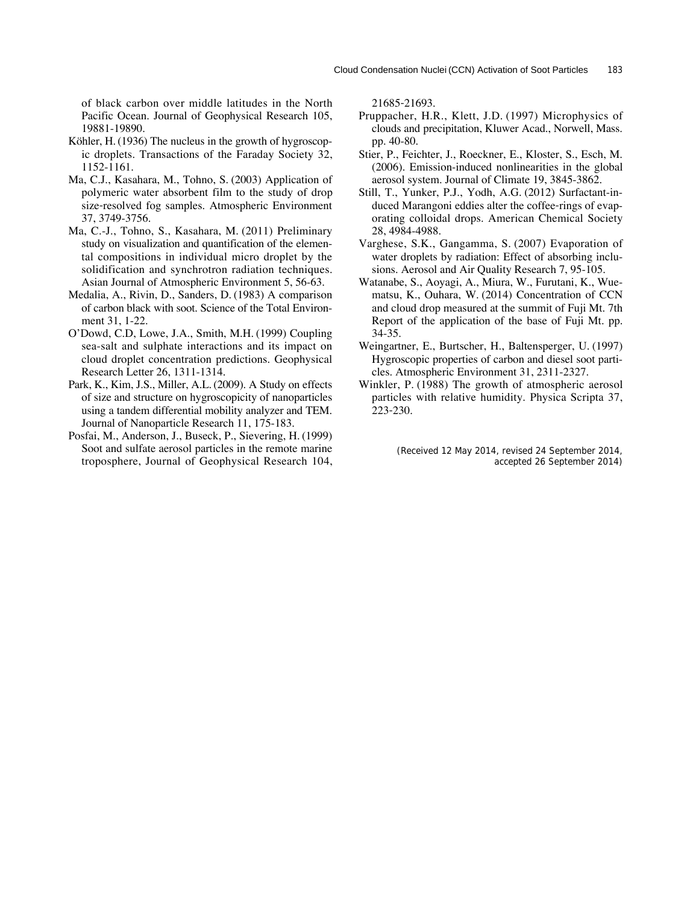of black carbon over middle latitudes in the North Pacific Ocean. Journal of Geophysical Research 105, 19881-19890.

Köhler, H. (1936) The nucleus in the growth of hygroscopic droplets. Transactions of the Faraday Society 32, 1152-1161.

Ma, C.J., Kasahara, M., Tohno, S. (2003) Application of polymeric water absorbent film to the study of drop size-resolved fog samples. Atmospheric Environment 37, 3749-3756.

Ma, C.-J., Tohno, S., Kasahara, M. (2011) Preliminary study on visualization and quantification of the elemental compositions in individual micro droplet by the solidification and synchrotron radiation techniques. Asian Journal of Atmospheric Environment 5, 56-63.

Medalia, A., Rivin, D., Sanders, D. (1983) A comparison of carbon black with soot. Science of the Total Environment 31, 1-22.

O'Dowd, C.D, Lowe, J.A., Smith, M.H. (1999) Coupling sea-salt and sulphate interactions and its impact on cloud droplet concentration predictions. Geophysical Research Letter 26, 1311-1314.

Park, K., Kim, J.S., Miller, A.L. (2009). A Study on effects of size and structure on hygroscopicity of nanoparticles using a tandem differential mobility analyzer and TEM. Journal of Nanoparticle Research 11, 175-183.

Posfai, M., Anderson, J., Buseck, P., Sievering, H. (1999) Soot and sulfate aerosol particles in the remote marine troposphere, Journal of Geophysical Research 104, 21685-21693.

Pruppacher, H.R., Klett, J.D. (1997) Microphysics of clouds and precipitation, Kluwer Acad., Norwell, Mass. pp. 40-80.

Stier, P., Feichter, J., Roeckner, E., Kloster, S., Esch, M. (2006). Emission-induced nonlinearities in the global aerosol system. Journal of Climate 19, 3845-3862.

Still, T., Yunker, P.J., Yodh, A.G. (2012) Surfactant-induced Marangoni eddies alter the coffee-rings of evaporating colloidal drops. American Chemical Society 28, 4984-4988.

Varghese, S.K., Gangamma, S. (2007) Evaporation of water droplets by radiation: Effect of absorbing inclusions. Aerosol and Air Quality Research 7, 95-105.

Watanabe, S., Aoyagi, A., Miura, W., Furutani, K., Wuematsu, K., Ouhara, W. (2014) Concentration of CCN and cloud drop measured at the summit of Fuji Mt. 7th Report of the application of the base of Fuji Mt. pp. 34-35.

Weingartner, E., Burtscher, H., Baltensperger, U. (1997) Hygroscopic properties of carbon and diesel soot particles. Atmospheric Environment 31, 2311-2327.

Winkler, P. (1988) The growth of atmospheric aerosol particles with relative humidity. Physica Scripta 37, 223-230.

(Received 12 May 2014, revised 24 September 2014, accepted 26 September 2014)